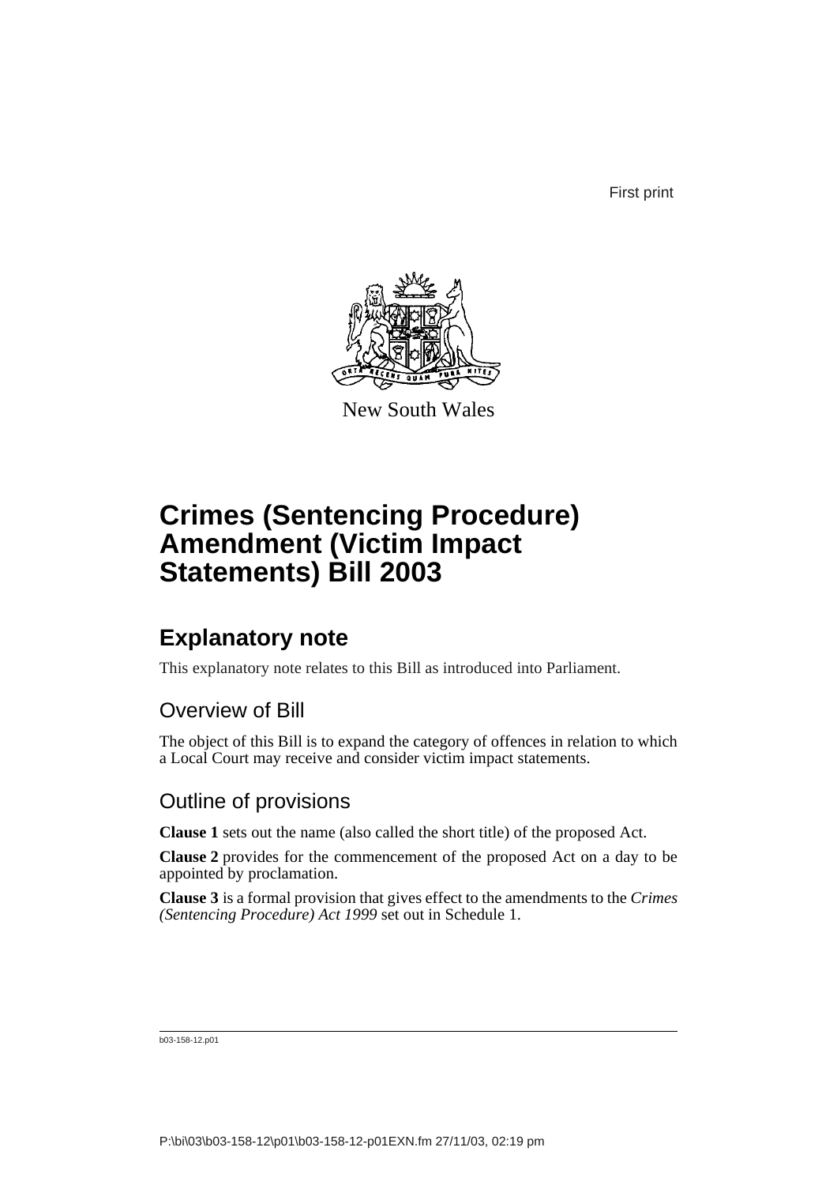First print

New South Wales

# Crimes (Sentencing Procedure) Amendment (Victim Impact Statements) Bill 2003

## Explanatory note

This explanatory note relates to this Bill as introduced into Parliament.

### Overview of Bill

The object of this Bill is to expand the category of offences in relation to which a Local Court may receive and consider victim impact statements.

### Outline of provisions

**Clause 1** sets out the name (also called the short title) of the proposed Act.

**Clause 2** provides for the commencement of the proposed Act on a day to be appointed by proclamation.

**Clause 3** is a formal provision that gives effect to the amendments to the *Crimes (Sentencing Procedure) Act 1999* set out in Schedule 1.

b03-158-12.p01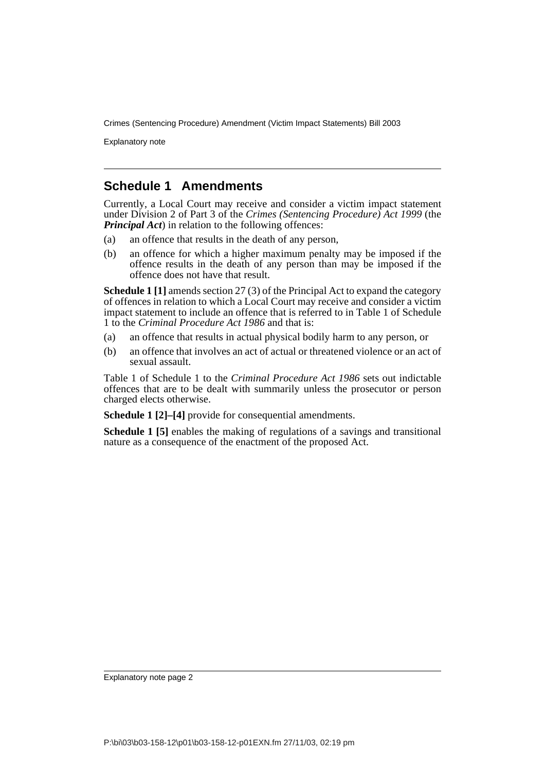## Schedule 1 Amendments

Currently, a Local Court may receive and consider a victim impact statement under Division 2 of Part 3 of the *Crimes (Sentencing Procedure) Act 1999* (the ***Principal Act***) in relation to the following offences:

(a) an offence that results in the death of any person,

(b) an offence for which a higher maximum penalty may be imposed if the offence results in the death of any person than may be imposed if the offence does not have that result.

**Schedule 1 [1]** amends section 27 (3) of the Principal Act to expand the category of offences in relation to which a Local Court may receive and consider a victim impact statement to include an offence that is referred to in Table 1 of Schedule 1 to the *Criminal Procedure Act 1986* and that is:

(a) an offence that results in actual physical bodily harm to any person, or

(b) an offence that involves an act of actual or threatened violence or an act of sexual assault.

Table 1 of Schedule 1 to the *Criminal Procedure Act 1986* sets out indictable offences that are to be dealt with summarily unless the prosecutor or person charged elects otherwise.

**Schedule 1 [2]–[4]** provide for consequential amendments.

**Schedule 1 [5]** enables the making of regulations of a savings and transitional nature as a consequence of the enactment of the proposed Act.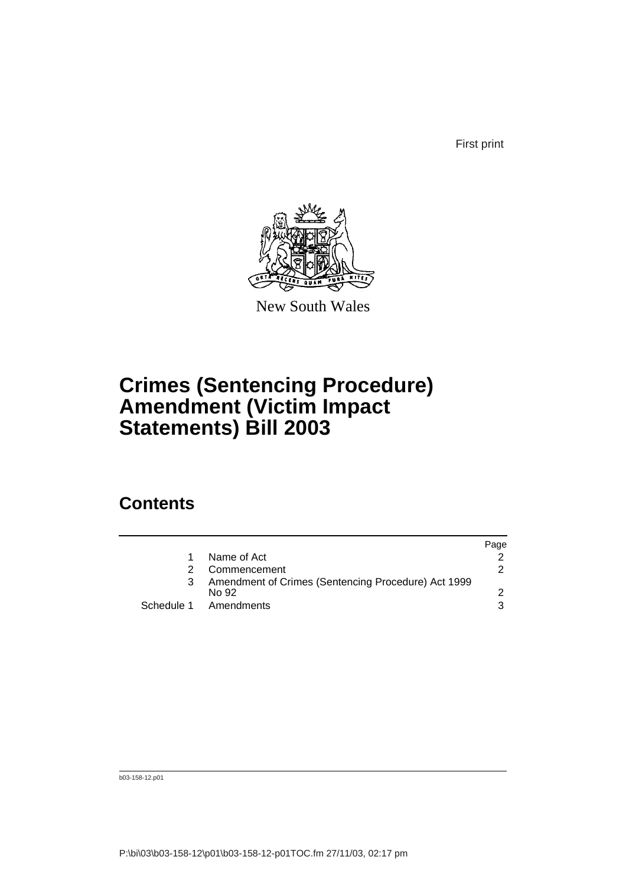First print

New South Wales

# Crimes (Sentencing Procedure) Amendment (Victim Impact Statements) Bill 2003

## Contents

| | | Page |
|---|---|---|
| 1 | Name of Act | 2 |
| 2 | Commencement | 2 |
| 3 | Amendment of Crimes (Sentencing Procedure) Act 1999 No 92 | 2 |
| Schedule 1 | Amendments | 3 |

b03-158-12.p01

P:\bi\03\b03-158-12\p01\b03-158-12-p01TOC.fm 27/11/03, 02:17 pm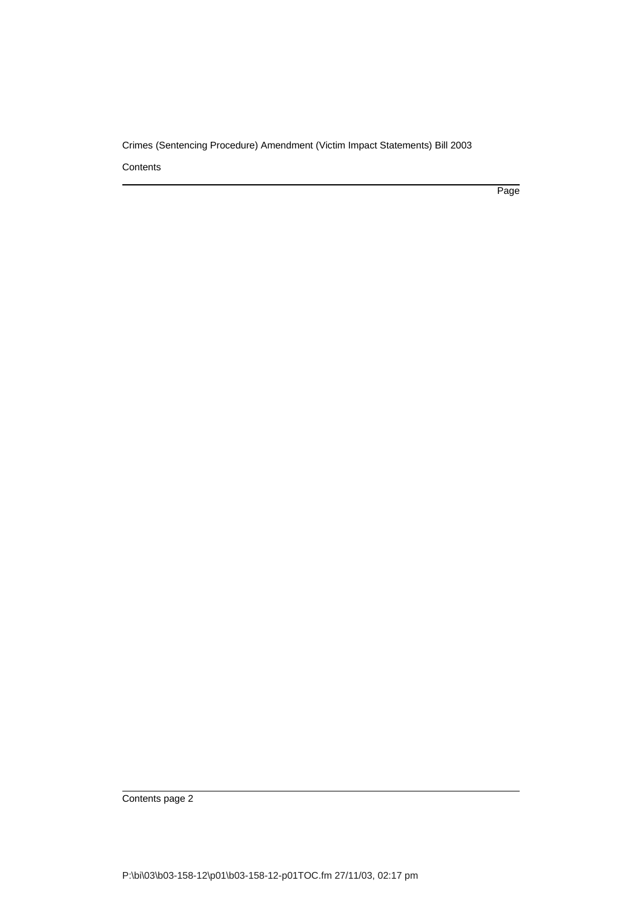Contents

Page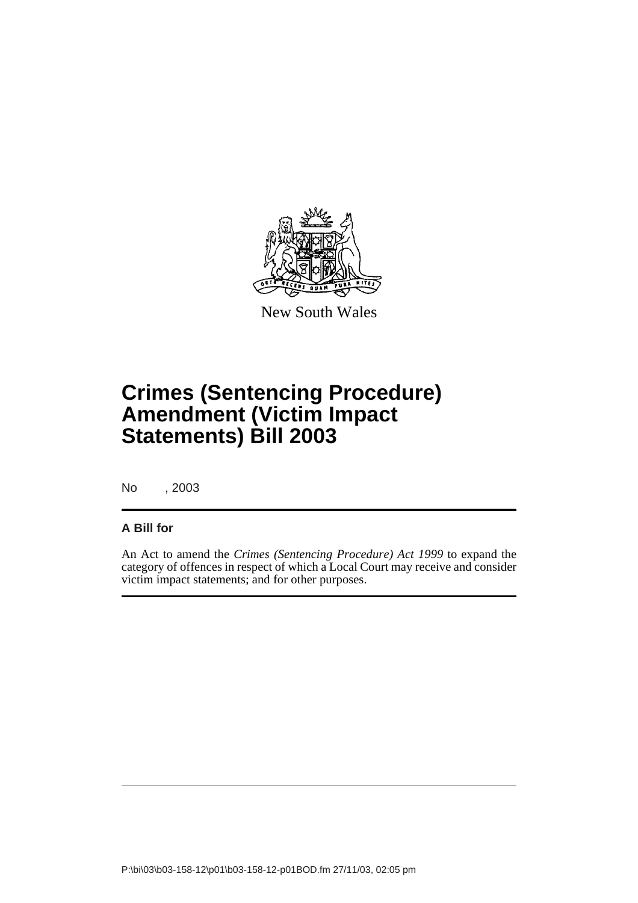New South Wales

# Crimes (Sentencing Procedure) Amendment (Victim Impact Statements) Bill 2003

No , 2003

**A Bill for**

An Act to amend the *Crimes (Sentencing Procedure) Act 1999* to expand the category of offences in respect of which a Local Court may receive and consider victim impact statements; and for other purposes.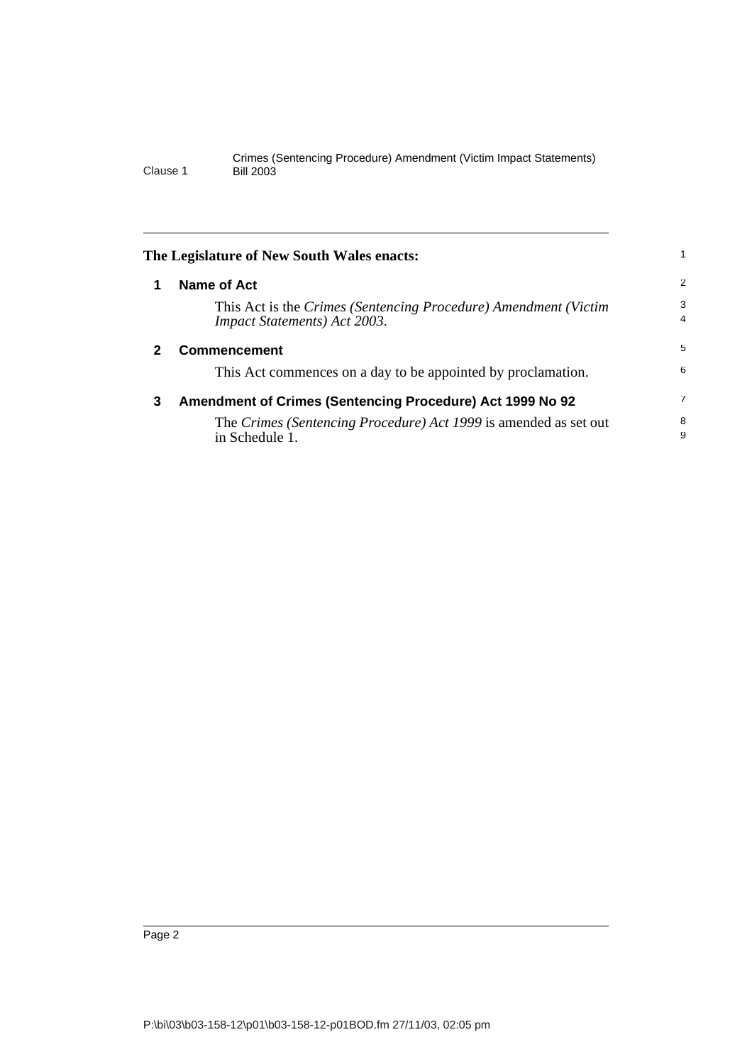**The Legislature of New South Wales enacts:**

## 1 Name of Act

This Act is the *Crimes (Sentencing Procedure) Amendment (Victim Impact Statements) Act 2003*.

## 2 Commencement

This Act commences on a day to be appointed by proclamation.

## 3 Amendment of Crimes (Sentencing Procedure) Act 1999 No 92

The *Crimes (Sentencing Procedure) Act 1999* is amended as set out in Schedule 1.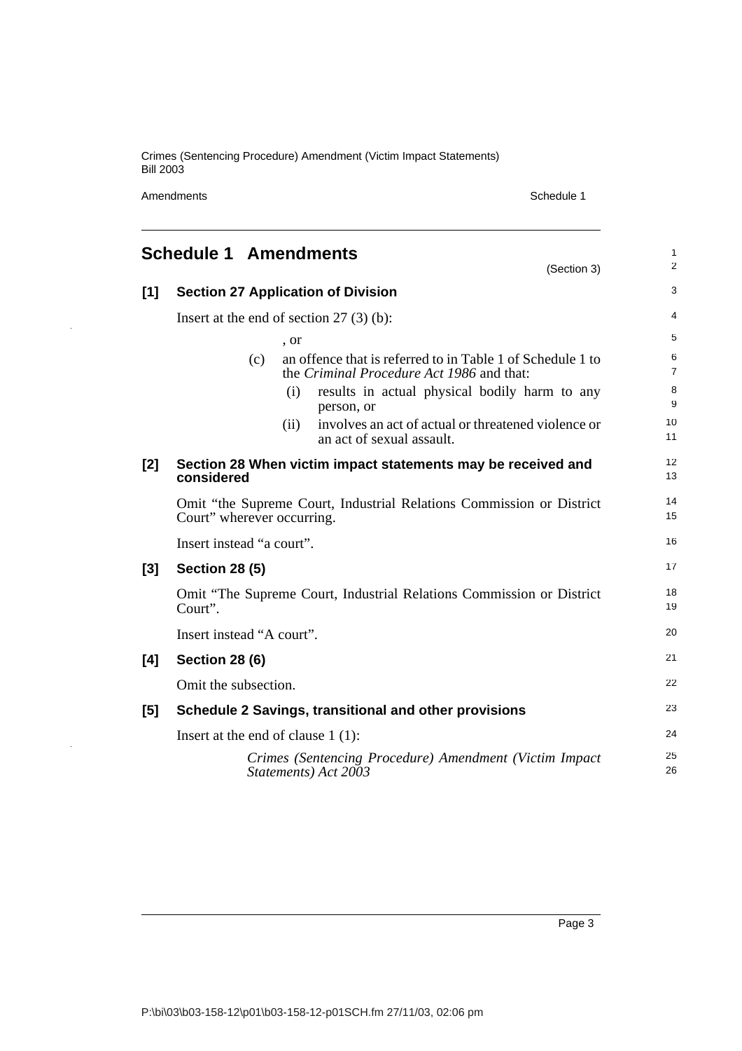## Schedule 1 Amendments

(Section 3)

### [1] Section 27 Application of Division

Insert at the end of section 27 (3) (b):

, or

(c) an offence that is referred to in Table 1 of Schedule 1 to the *Criminal Procedure Act 1986* and that:

(i) results in actual physical bodily harm to any person, or

(ii) involves an act of actual or threatened violence or an act of sexual assault.

### [2] Section 28 When victim impact statements may be received and considered

Omit "the Supreme Court, Industrial Relations Commission or District Court" wherever occurring.

Insert instead "a court".

### [3] Section 28 (5)

Omit "The Supreme Court, Industrial Relations Commission or District Court".

Insert instead "A court".

### [4] Section 28 (6)

Omit the subsection.

### [5] Schedule 2 Savings, transitional and other provisions

Insert at the end of clause 1 (1):

*Crimes (Sentencing Procedure) Amendment (Victim Impact Statements) Act 2003*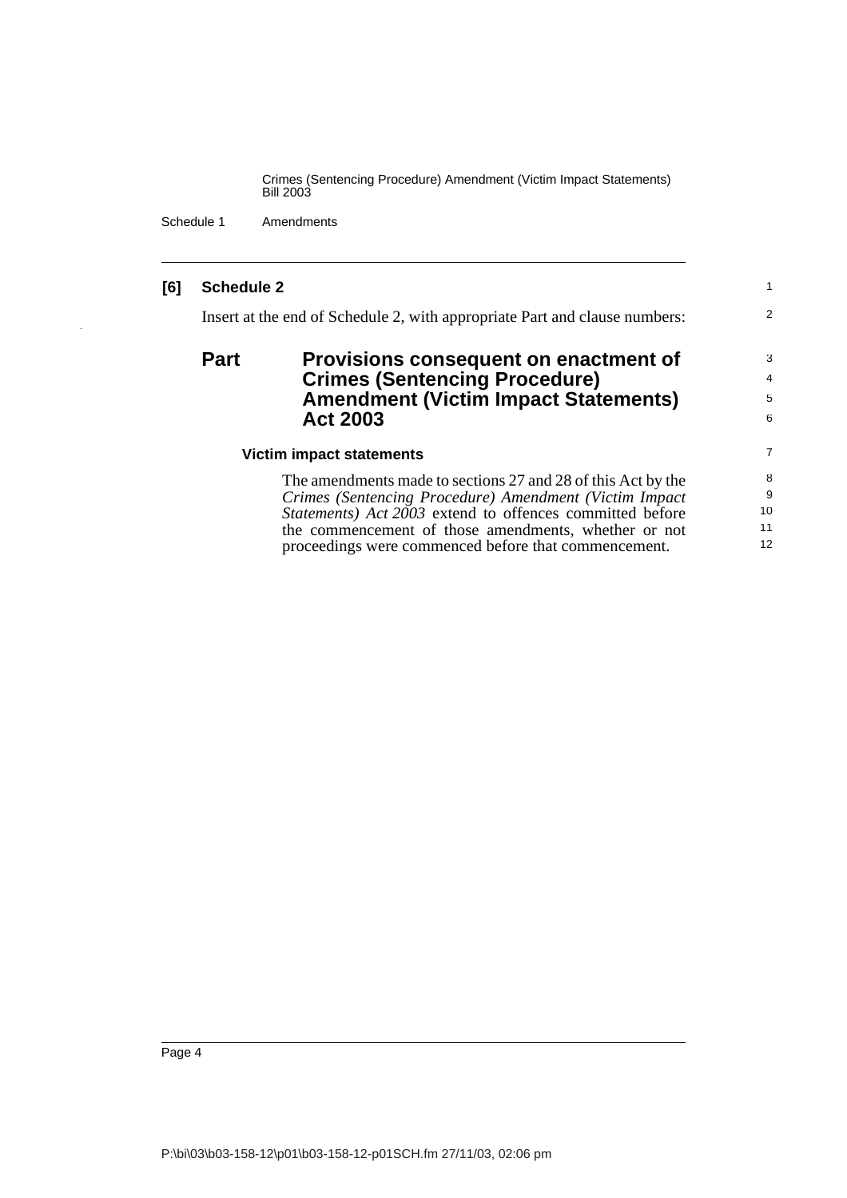**[6] Schedule 2**

Insert at the end of Schedule 2, with appropriate Part and clause numbers:

## Part Provisions consequent on enactment of Crimes (Sentencing Procedure) Amendment (Victim Impact Statements) Act 2003

### Victim impact statements

The amendments made to sections 27 and 28 of this Act by the *Crimes (Sentencing Procedure) Amendment (Victim Impact Statements) Act 2003* extend to offences committed before the commencement of those amendments, whether or not proceedings were commenced before that commencement.